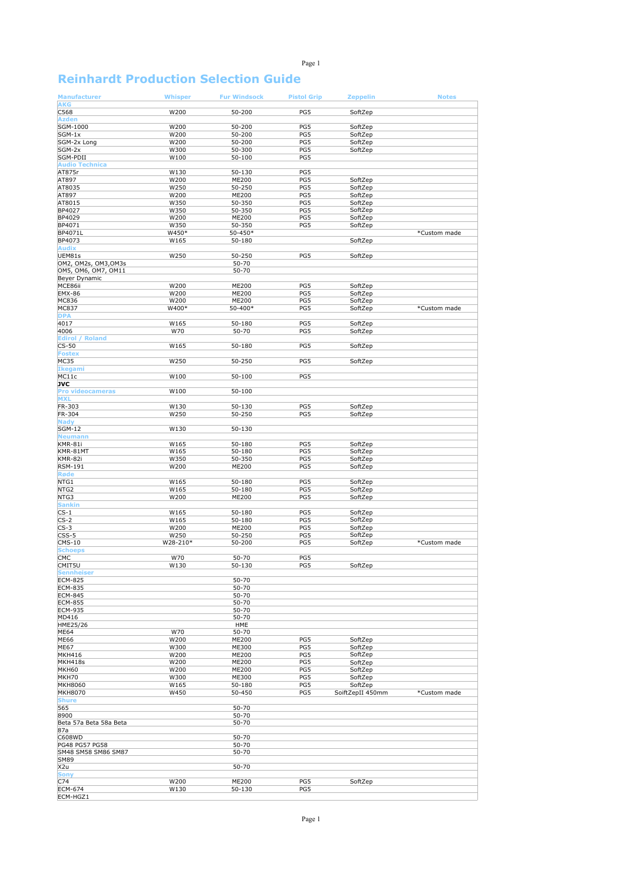# Reinhardt Production Selection Guide

| Manufacturer | Whisper | Fur Windsock | Pistol Grip | Zeppelin | Notes |
|---|---|---|---|---|---|
| **AKG** | | | | | |
| C568 | W200 | 50-200 | PG5 | SoftZep | |
| **Azden** | | | | | |
| SGM-1000 | W200 | 50-200 | PG5 | SoftZep | |
| SGM-1x | W200 | 50-200 | PG5 | SoftZep | |
| SGM-2x Long | W200 | 50-200 | PG5 | SoftZep | |
| SGM-2x | W300 | 50-300 | PG5 | SoftZep | |
| SGM-PDII | W100 | 50-100 | PG5 | | |
| **Audio Technica** | | | | | |
| AT875r | W130 | 50-130 | PG5 | | |
| AT897 | W200 | ME200 | PG5 | SoftZep | |
| AT8035 | W250 | 50-250 | PG5 | SoftZep | |
| AT897 | W200 | ME200 | PG5 | SoftZep | |
| AT8015 | W350 | 50-350 | PG5 | SoftZep | |
| BP4027 | W350 | 50-350 | PG5 | SoftZep | |
| BP4029 | W200 | ME200 | PG5 | SoftZep | |
| BP4071 | W350 | 50-350 | PG5 | SoftZep | |
| BP4071L | W450* | 50-450* | | | *Custom made |
| BP4073 | W165 | 50-180 | | SoftZep | |
| **Audix** | | | | | |
| UEM81s | W250 | 50-250 | PG5 | SoftZep | |
| OM2, OM2s, OM3,OM3s | | 50-70 | | | |
| OM5, OM6, OM7, OM11 | | 50-70 | | | |
| Beyer Dynamic | | | | | |
| MCE86ii | W200 | ME200 | PG5 | SoftZep | |
| EMX-86 | W200 | ME200 | PG5 | SoftZep | |
| MC836 | W200 | ME200 | PG5 | SoftZep | |
| MC837 | W400* | 50-400* | PG5 | SoftZep | *Custom made |
| **DPA** | | | | | |
| 4017 | W165 | 50-180 | PG5 | SoftZep | |
| 4006 | W70 | 50-70 | PG5 | SoftZep | |
| **Edirol / Roland** | | | | | |
| CS-50 | W165 | 50-180 | PG5 | SoftZep | |
| **Fostex** | | | | | |
| MC35 | W250 | 50-250 | PG5 | SoftZep | |
| **Ikegami** | | | | | |
| MC11c | W100 | 50-100 | PG5 | | |
| **JVC** | | | | | |
| **Pro videocameras** | W100 | 50-100 | | | |
| **MXL** | | | | | |
| FR-303 | W130 | 50-130 | PG5 | SoftZep | |
| FR-304 | W250 | 50-250 | PG5 | SoftZep | |
| **Nady** | | | | | |
| SGM-12 | W130 | 50-130 | | | |
| **Neumann** | | | | | |
| KMR-81i | W165 | 50-180 | PG5 | SoftZep | |
| KMR-81MT | W165 | 50-180 | PG5 | SoftZep | |
| KMR-82i | W350 | 50-350 | PG5 | SoftZep | |
| RSM-191 | W200 | ME200 | PG5 | SoftZep | |
| **Røde** | | | | | |
| NTG1 | W165 | 50-180 | PG5 | SoftZep | |
| NTG2 | W165 | 50-180 | PG5 | SoftZep | |
| NTG3 | W200 | ME200 | PG5 | SoftZep | |
| **Sankin** | | | | | |
| CS-1 | W165 | 50-180 | PG5 | SoftZep | |
| CS-2 | W165 | 50-180 | PG5 | SoftZep | |
| CS-3 | W200 | ME200 | PG5 | SoftZep | |
| CSS-5 | W250 | 50-250 | PG5 | SoftZep | |
| CMS-10 | W28-210* | 50-200 | PG5 | SoftZep | *Custom made |
| **Schoeps** | | | | | |
| CMC | W70 | 50-70 | PG5 | | |
| CMIT5U | W130 | 50-130 | PG5 | SoftZep | |
| **Sennheiser** | | | | | |
| ECM-825 | | 50-70 | | | |
| ECM-835 | | 50-70 | | | |
| ECM-845 | | 50-70 | | | |
| ECM-855 | | 50-70 | | | |
| ECM-935 | | 50-70 | | | |
| MD416 | | 50-70 | | | |
| HME25/26 | | HME | | | |
| ME64 | W70 | 50-70 | | | |
| ME66 | W200 | ME200 | PG5 | SoftZep | |
| ME67 | W300 | ME300 | PG5 | SoftZep | |
| MKH416 | W200 | ME200 | PG5 | SoftZep | |
| MKH418s | W200 | ME200 | PG5 | SoftZep | |
| MKH60 | W200 | ME200 | PG5 | SoftZep | |
| MKH70 | W300 | ME300 | PG5 | SoftZep | |
| MKH8060 | W165 | 50-180 | PG5 | SoftZep | |
| MKH8070 | W450 | 50-450 | PG5 | SoiftZepII 450mm | *Custom made |
| **Shure** | | | | | |
| 565 | | 50-70 | | | |
| 8900 | | 50-70 | | | |
| Beta 57a Beta 58a Beta 87a | | 50-70 | | | |
| C608WD | | 50-70 | | | |
| PG48 PG57 PG58 | | 50-70 | | | |
| SM48 SM58 SM86 SM87 SM89 | | 50-70 | | | |
| X2u | | 50-70 | | | |
| **Sony** | | | | | |
| C74 | W200 | ME200 | PG5 | SoftZep | |
| ECM-674 | W130 | 50-130 | PG5 | | |
| ECM-HGZ1 | | | | | |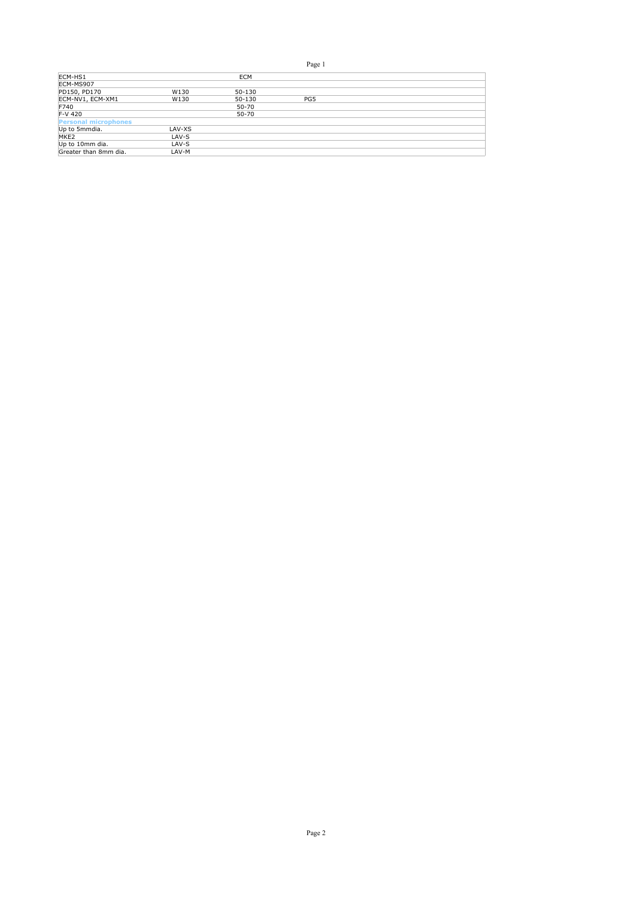| | | | |
|---|---|---|---|
| ECM-HS1 | | ECM | |
| ECM-MS907 | | | |
| PD150, PD170 | W130 | 50-130 | |
| ECM-NV1, ECM-XM1 | W130 | 50-130 | PG5 |
| F740 | | 50-70 | |
| F-V 420 | | 50-70 | |
| **Personal microphones** | | | |
| Up to 5mmdia. | LAV-XS | | |
| MKE2 | LAV-S | | |
| Up to 10mm dia. | LAV-S | | |
| Greater than 8mm dia. | LAV-M | | |